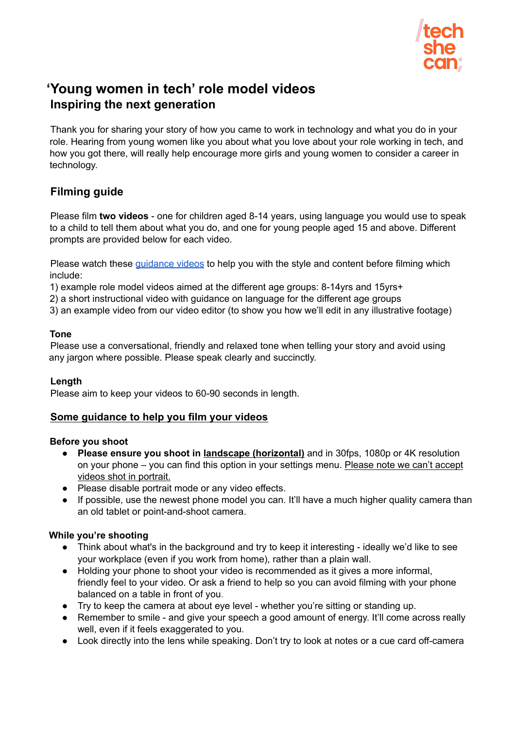tech she can;

# 'Young women in tech' role model videos

## Inspiring the next generation

Thank you for sharing your story of how you came to work in technology and what you do in your role. Hearing from young women like you about what you love about your role working in tech, and how you got there, will really help encourage more girls and young women to consider a career in technology.

## Filming guide

Please film **two videos** - one for children aged 8-14 years, using language you would use to speak to a child to tell them about what you do, and one for young people aged 15 and above. Different prompts are provided below for each video.

Please watch these guidance videos to help you with the style and content before filming which include:

1) example role model videos aimed at the different age groups: 8-14yrs and 15yrs+
2) a short instructional video with guidance on language for the different age groups
3) an example video from our video editor (to show you how we'll edit in any illustrative footage)

**Tone**

Please use a conversational, friendly and relaxed tone when telling your story and avoid using any jargon where possible. Please speak clearly and succinctly.

**Length**

Please aim to keep your videos to 60-90 seconds in length.

### Some guidance to help you film your videos

**Before you shoot**

- **Please ensure you shoot in landscape (horizontal)** and in 30fps, 1080p or 4K resolution on your phone – you can find this option in your settings menu. Please note we can't accept videos shot in portrait.
- Please disable portrait mode or any video effects.
- If possible, use the newest phone model you can. It'll have a much higher quality camera than an old tablet or point-and-shoot camera.

**While you're shooting**

- Think about what's in the background and try to keep it interesting - ideally we'd like to see your workplace (even if you work from home), rather than a plain wall.
- Holding your phone to shoot your video is recommended as it gives a more informal, friendly feel to your video. Or ask a friend to help so you can avoid filming with your phone balanced on a table in front of you.
- Try to keep the camera at about eye level - whether you're sitting or standing up.
- Remember to smile - and give your speech a good amount of energy. It'll come across really well, even if it feels exaggerated to you.
- Look directly into the lens while speaking. Don't try to look at notes or a cue card off-camera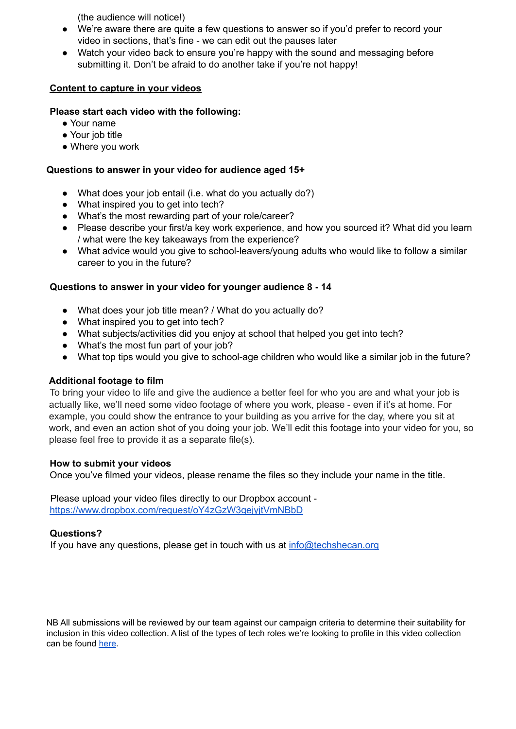(the audience will notice!)

- We're aware there are quite a few questions to answer so if you'd prefer to record your video in sections, that's fine - we can edit out the pauses later
- Watch your video back to ensure you're happy with the sound and messaging before submitting it. Don't be afraid to do another take if you're not happy!

## Content to capture in your videos

**Please start each video with the following:**

- Your name
- Your job title
- Where you work

**Questions to answer in your video for audience aged 15+**

- What does your job entail (i.e. what do you actually do?)
- What inspired you to get into tech?
- What's the most rewarding part of your role/career?
- Please describe your first/a key work experience, and how you sourced it? What did you learn / what were the key takeaways from the experience?
- What advice would you give to school-leavers/young adults who would like to follow a similar career to you in the future?

**Questions to answer in your video for younger audience 8 - 14**

- What does your job title mean? / What do you actually do?
- What inspired you to get into tech?
- What subjects/activities did you enjoy at school that helped you get into tech?
- What's the most fun part of your job?
- What top tips would you give to school-age children who would like a similar job in the future?

**Additional footage to film**

To bring your video to life and give the audience a better feel for who you are and what your job is actually like, we'll need some video footage of where you work, please - even if it's at home. For example, you could show the entrance to your building as you arrive for the day, where you sit at work, and even an action shot of you doing your job. We'll edit this footage into your video for you, so please feel free to provide it as a separate file(s).

**How to submit your videos**

Once you've filmed your videos, please rename the files so they include your name in the title.

Please upload your video files directly to our Dropbox account - https://www.dropbox.com/request/oY4zGzW3gejyjtVmNBbD

**Questions?**

If you have any questions, please get in touch with us at info@techshecan.org

NB All submissions will be reviewed by our team against our campaign criteria to determine their suitability for inclusion in this video collection. A list of the types of tech roles we're looking to profile in this video collection can be found here.